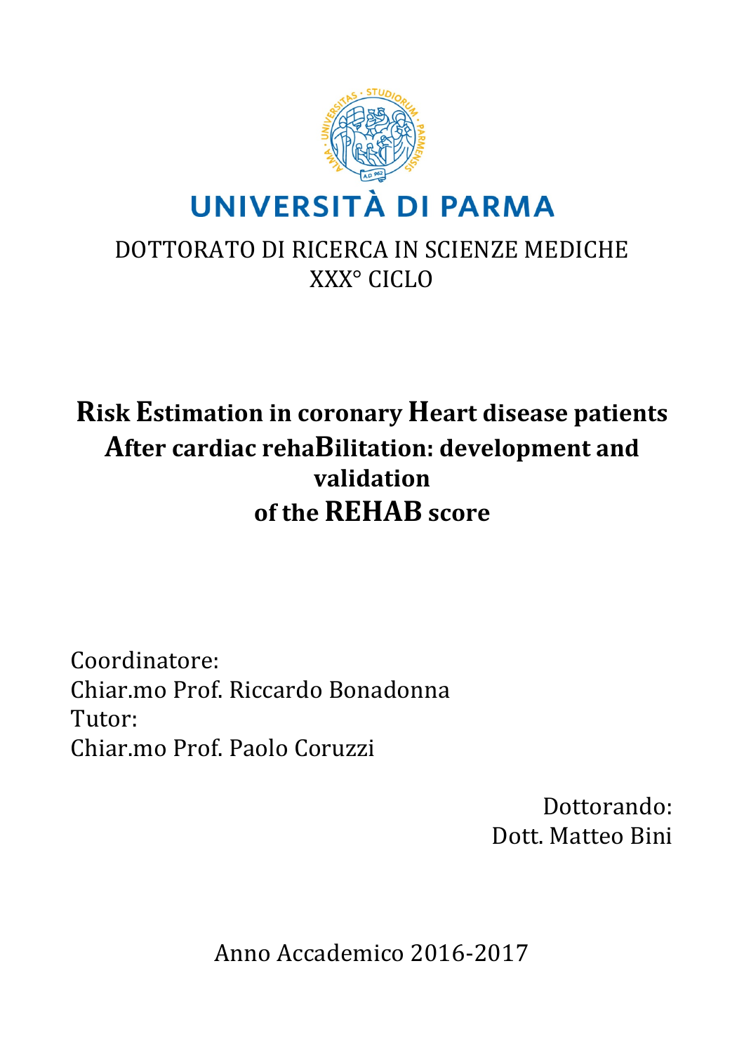UNIVERSITÀ DI PARMA

DOTTORATO DI RICERCA IN SCIENZE MEDICHE
XXX° CICLO

# Risk Estimation in coronary Heart disease patients After cardiac rehaBilitation: development and validation of the REHAB score

Coordinatore:
Chiar.mo Prof. Riccardo Bonadonna
Tutor:
Chiar.mo Prof. Paolo Coruzzi

Dottorando:
Dott. Matteo Bini

Anno Accademico 2016-2017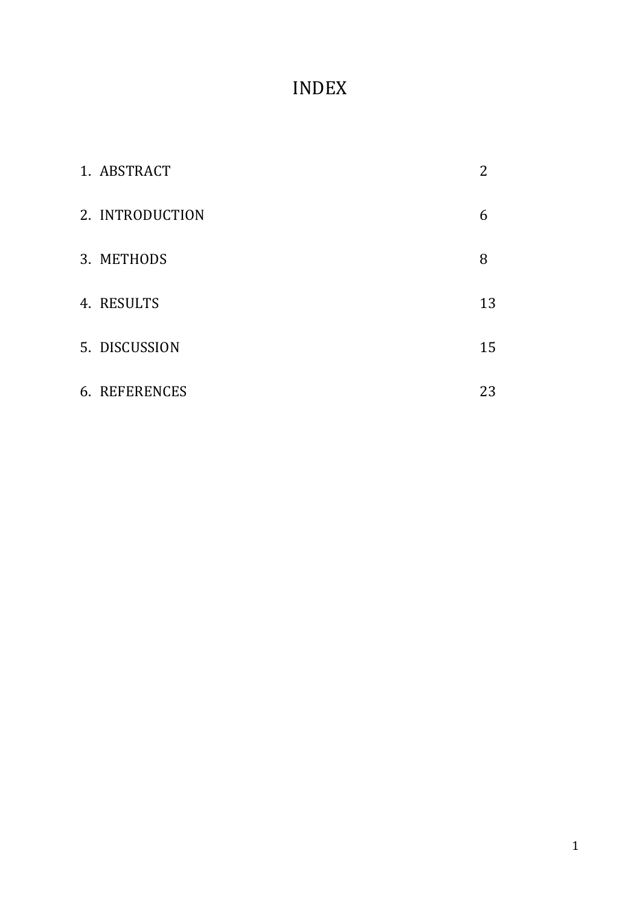# INDEX

| | |
|---|---|
| 1. ABSTRACT | 2 |
| 2. INTRODUCTION | 6 |
| 3. METHODS | 8 |
| 4. RESULTS | 13 |
| 5. DISCUSSION | 15 |
| 6. REFERENCES | 23 |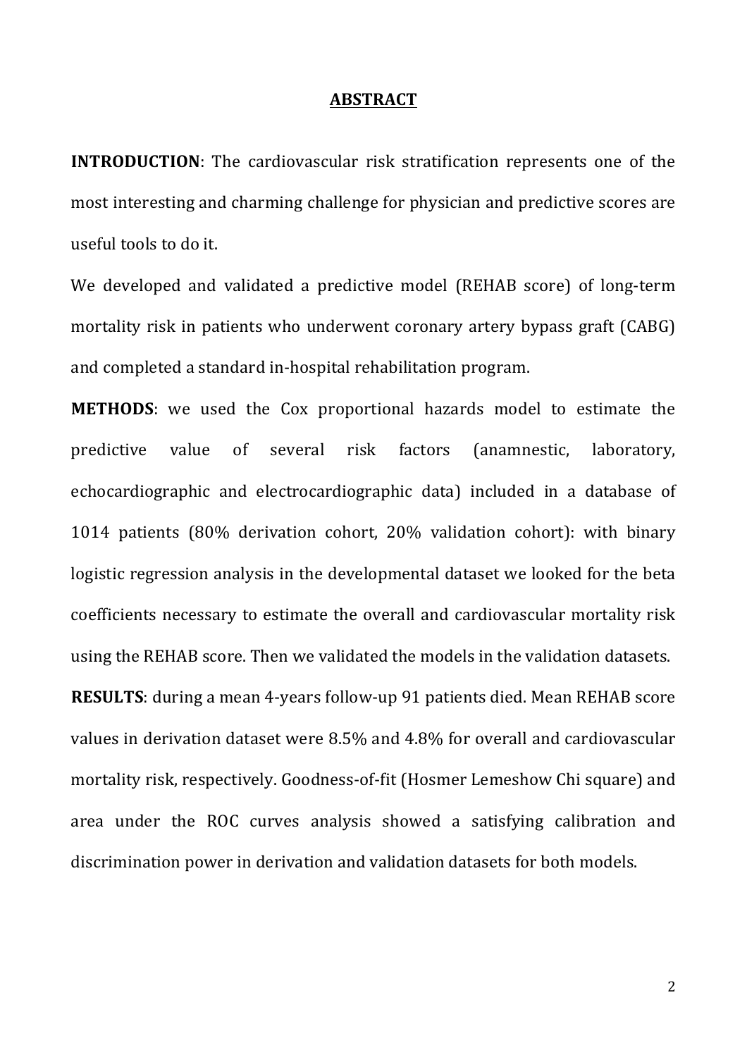# ABSTRACT

**INTRODUCTION**: The cardiovascular risk stratification represents one of the most interesting and charming challenge for physician and predictive scores are useful tools to do it.

We developed and validated a predictive model (REHAB score) of long-term mortality risk in patients who underwent coronary artery bypass graft (CABG) and completed a standard in-hospital rehabilitation program.

**METHODS**: we used the Cox proportional hazards model to estimate the predictive value of several risk factors (anamnestic, laboratory, echocardiographic and electrocardiographic data) included in a database of 1014 patients (80% derivation cohort, 20% validation cohort): with binary logistic regression analysis in the developmental dataset we looked for the beta coefficients necessary to estimate the overall and cardiovascular mortality risk using the REHAB score. Then we validated the models in the validation datasets.

**RESULTS**: during a mean 4-years follow-up 91 patients died. Mean REHAB score values in derivation dataset were 8.5% and 4.8% for overall and cardiovascular mortality risk, respectively. Goodness-of-fit (Hosmer Lemeshow Chi square) and area under the ROC curves analysis showed a satisfying calibration and discrimination power in derivation and validation datasets for both models.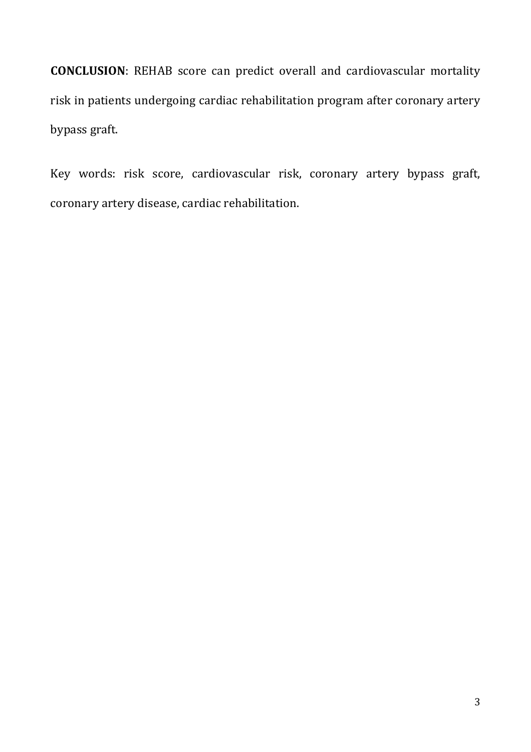**CONCLUSION**: REHAB score can predict overall and cardiovascular mortality risk in patients undergoing cardiac rehabilitation program after coronary artery bypass graft.

Key words: risk score, cardiovascular risk, coronary artery bypass graft, coronary artery disease, cardiac rehabilitation.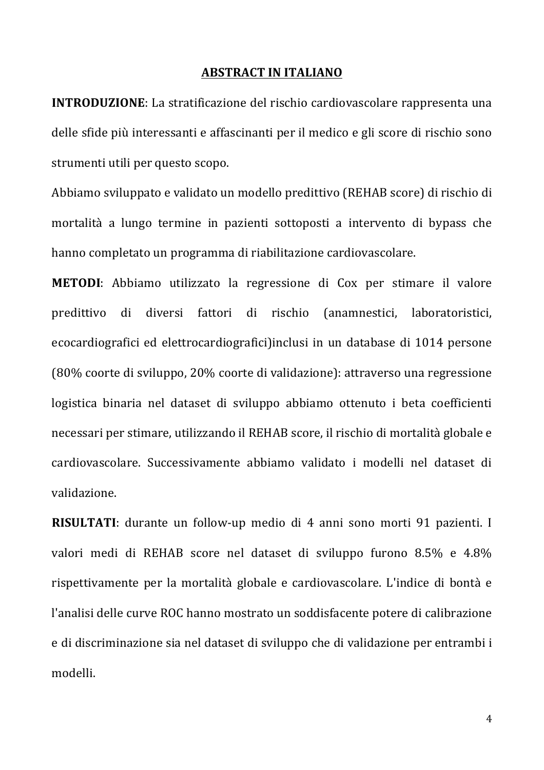## ABSTRACT IN ITALIANO

**INTRODUZIONE**: La stratificazione del rischio cardiovascolare rappresenta una delle sfide più interessanti e affascinanti per il medico e gli score di rischio sono strumenti utili per questo scopo.

Abbiamo sviluppato e validato un modello predittivo (REHAB score) di rischio di mortalità a lungo termine in pazienti sottoposti a intervento di bypass che hanno completato un programma di riabilitazione cardiovascolare.

**METODI**: Abbiamo utilizzato la regressione di Cox per stimare il valore predittivo di diversi fattori di rischio (anamnestici, laboratoristici, ecocardiografici ed elettrocardiografici)inclusi in un database di 1014 persone (80% coorte di sviluppo, 20% coorte di validazione): attraverso una regressione logistica binaria nel dataset di sviluppo abbiamo ottenuto i beta coefficienti necessari per stimare, utilizzando il REHAB score, il rischio di mortalità globale e cardiovascolare. Successivamente abbiamo validato i modelli nel dataset di validazione.

**RISULTATI**: durante un follow-up medio di 4 anni sono morti 91 pazienti. I valori medi di REHAB score nel dataset di sviluppo furono 8.5% e 4.8% rispettivamente per la mortalità globale e cardiovascolare. L'indice di bontà e l'analisi delle curve ROC hanno mostrato un soddisfacente potere di calibrazione e di discriminazione sia nel dataset di sviluppo che di validazione per entrambi i modelli.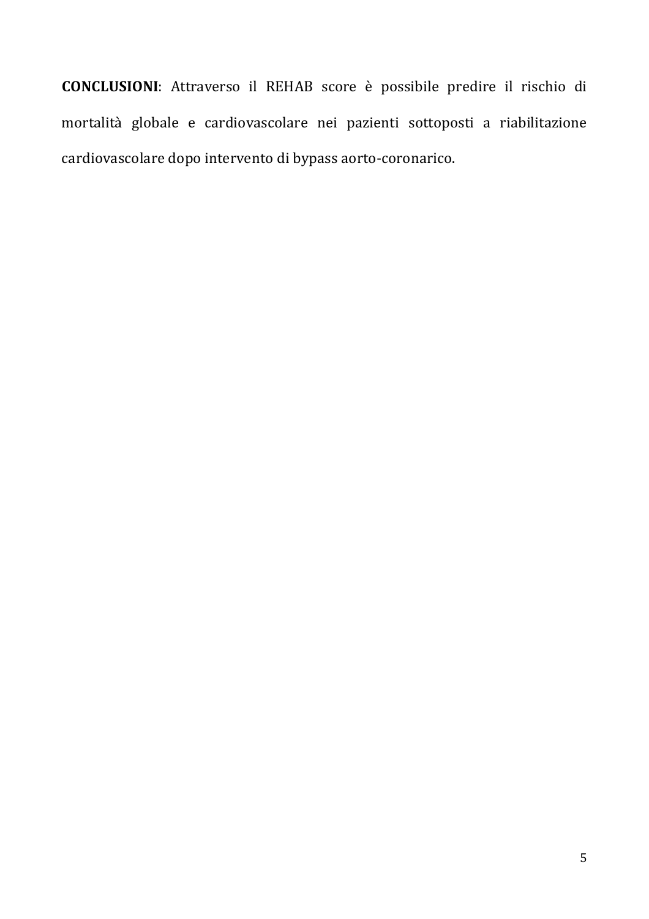**CONCLUSIONI**: Attraverso il REHAB score è possibile predire il rischio di mortalità globale e cardiovascolare nei pazienti sottoposti a riabilitazione cardiovascolare dopo intervento di bypass aorto-coronarico.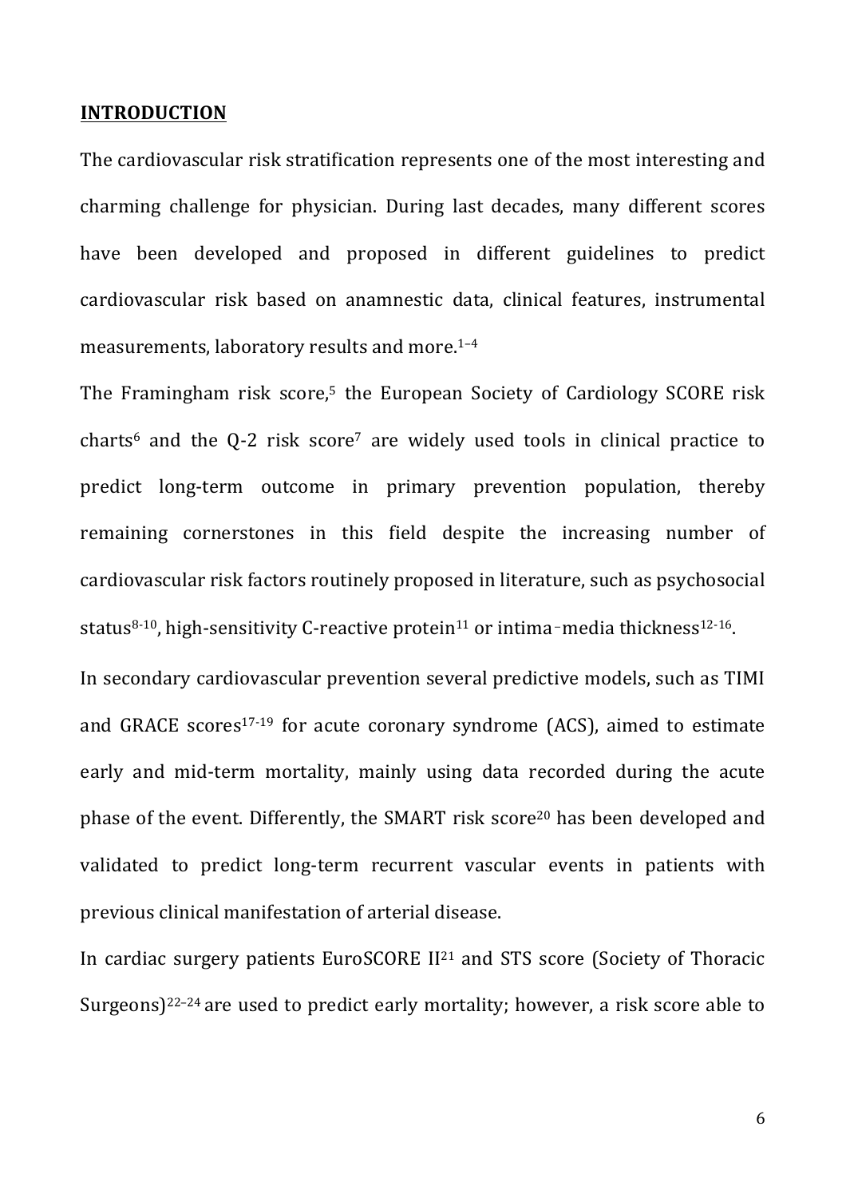## INTRODUCTION

The cardiovascular risk stratification represents one of the most interesting and charming challenge for physician. During last decades, many different scores have been developed and proposed in different guidelines to predict cardiovascular risk based on anamnestic data, clinical features, instrumental measurements, laboratory results and more.[1–4]

The Framingham risk score,[5] the European Society of Cardiology SCORE risk charts[6] and the Q-2 risk score[7] are widely used tools in clinical practice to predict long-term outcome in primary prevention population, thereby remaining cornerstones in this field despite the increasing number of cardiovascular risk factors routinely proposed in literature, such as psychosocial status[8-10], high-sensitivity C-reactive protein[11] or intima‑media thickness[12-16].

In secondary cardiovascular prevention several predictive models, such as TIMI and GRACE scores[17-19] for acute coronary syndrome (ACS), aimed to estimate early and mid-term mortality, mainly using data recorded during the acute phase of the event. Differently, the SMART risk score[20] has been developed and validated to predict long-term recurrent vascular events in patients with previous clinical manifestation of arterial disease.

In cardiac surgery patients EuroSCORE II[21] and STS score (Society of Thoracic Surgeons)[22–24] are used to predict early mortality; however, a risk score able to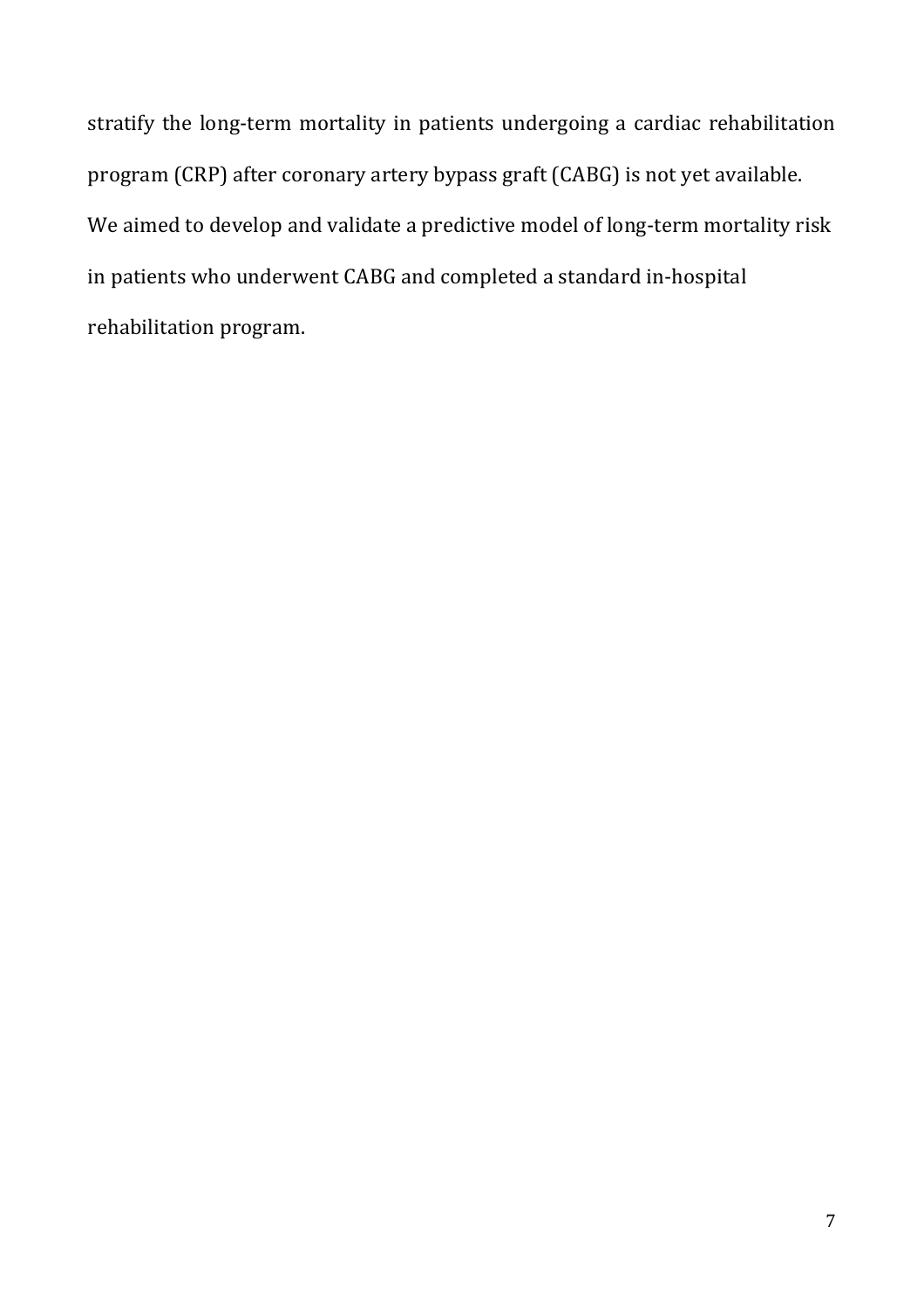stratify the long-term mortality in patients undergoing a cardiac rehabilitation program (CRP) after coronary artery bypass graft (CABG) is not yet available. We aimed to develop and validate a predictive model of long-term mortality risk in patients who underwent CABG and completed a standard in-hospital rehabilitation program.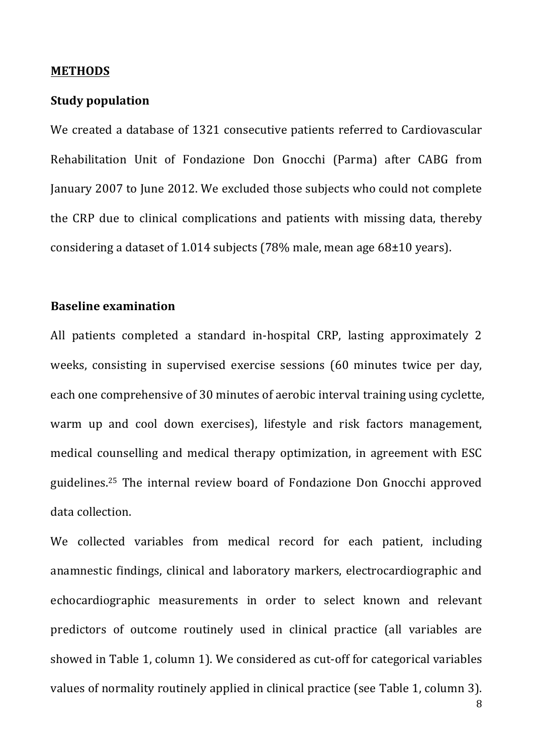## METHODS

### Study population

We created a database of 1321 consecutive patients referred to Cardiovascular Rehabilitation Unit of Fondazione Don Gnocchi (Parma) after CABG from January 2007 to June 2012. We excluded those subjects who could not complete the CRP due to clinical complications and patients with missing data, thereby considering a dataset of 1.014 subjects (78% male, mean age 68±10 years).

### Baseline examination

All patients completed a standard in-hospital CRP, lasting approximately 2 weeks, consisting in supervised exercise sessions (60 minutes twice per day, each one comprehensive of 30 minutes of aerobic interval training using cyclette, warm up and cool down exercises), lifestyle and risk factors management, medical counselling and medical therapy optimization, in agreement with ESC guidelines.[25] The internal review board of Fondazione Don Gnocchi approved data collection.

We collected variables from medical record for each patient, including anamnestic findings, clinical and laboratory markers, electrocardiographic and echocardiographic measurements in order to select known and relevant predictors of outcome routinely used in clinical practice (all variables are showed in Table 1, column 1). We considered as cut-off for categorical variables values of normality routinely applied in clinical practice (see Table 1, column 3).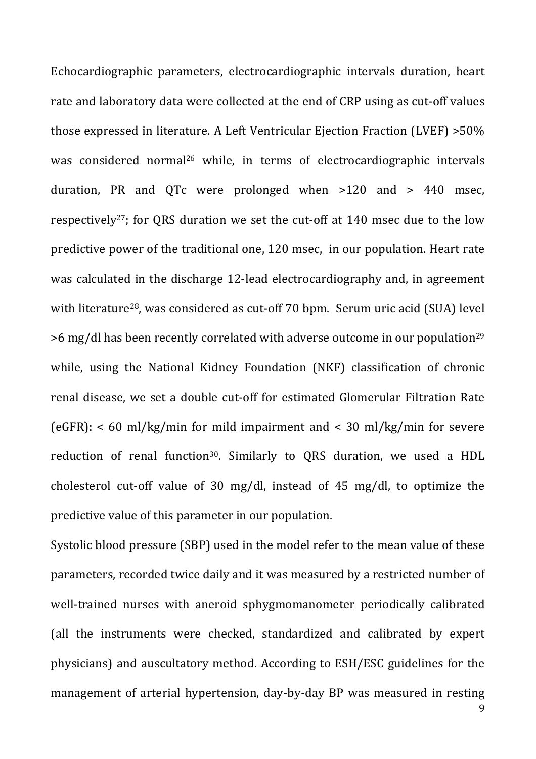Echocardiographic parameters, electrocardiographic intervals duration, heart rate and laboratory data were collected at the end of CRP using as cut-off values those expressed in literature. A Left Ventricular Ejection Fraction (LVEF) >50% was considered normal[26] while, in terms of electrocardiographic intervals duration, PR and QTc were prolonged when >120 and > 440 msec, respectively[27]; for QRS duration we set the cut-off at 140 msec due to the low predictive power of the traditional one, 120 msec, in our population. Heart rate was calculated in the discharge 12-lead electrocardiography and, in agreement with literature[28], was considered as cut-off 70 bpm. Serum uric acid (SUA) level >6 mg/dl has been recently correlated with adverse outcome in our population[29] while, using the National Kidney Foundation (NKF) classification of chronic renal disease, we set a double cut-off for estimated Glomerular Filtration Rate (eGFR): < 60 ml/kg/min for mild impairment and < 30 ml/kg/min for severe reduction of renal function[30]. Similarly to QRS duration, we used a HDL cholesterol cut-off value of 30 mg/dl, instead of 45 mg/dl, to optimize the predictive value of this parameter in our population.

Systolic blood pressure (SBP) used in the model refer to the mean value of these parameters, recorded twice daily and it was measured by a restricted number of well-trained nurses with aneroid sphygmomanometer periodically calibrated (all the instruments were checked, standardized and calibrated by expert physicians) and auscultatory method. According to ESH/ESC guidelines for the management of arterial hypertension, day-by-day BP was measured in resting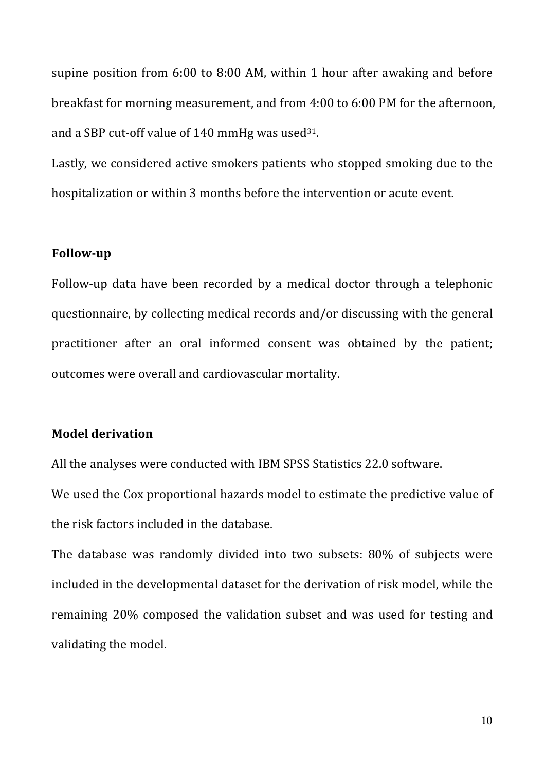supine position from 6:00 to 8:00 AM, within 1 hour after awaking and before breakfast for morning measurement, and from 4:00 to 6:00 PM for the afternoon, and a SBP cut-off value of 140 mmHg was used[31].

Lastly, we considered active smokers patients who stopped smoking due to the hospitalization or within 3 months before the intervention or acute event.

**Follow-up**

Follow-up data have been recorded by a medical doctor through a telephonic questionnaire, by collecting medical records and/or discussing with the general practitioner after an oral informed consent was obtained by the patient; outcomes were overall and cardiovascular mortality.

**Model derivation**

All the analyses were conducted with IBM SPSS Statistics 22.0 software.

We used the Cox proportional hazards model to estimate the predictive value of the risk factors included in the database.

The database was randomly divided into two subsets: 80% of subjects were included in the developmental dataset for the derivation of risk model, while the remaining 20% composed the validation subset and was used for testing and validating the model.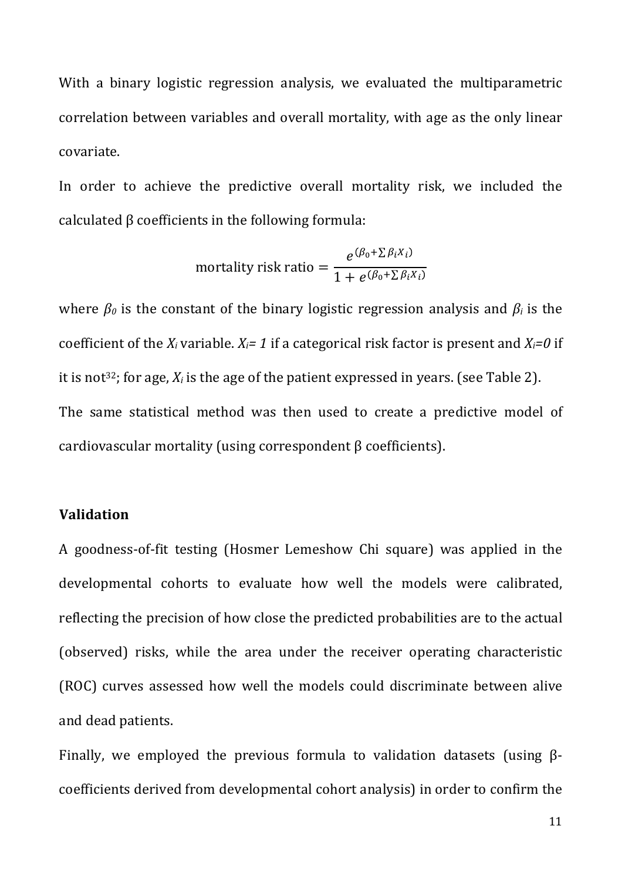With a binary logistic regression analysis, we evaluated the multiparametric correlation between variables and overall mortality, with age as the only linear covariate.

In order to achieve the predictive overall mortality risk, we included the calculated β coefficients in the following formula:

$$\text{mortality risk ratio} = \frac{e^{(\beta_0 + \sum \beta_i X_i)}}{1 + e^{(\beta_0 + \sum \beta_i X_i)}}$$

where $\beta_0$ is the constant of the binary logistic regression analysis and $\beta_i$ is the coefficient of the $X_i$ variable. $X_i = 1$ if a categorical risk factor is present and $X_i = 0$ if it is not[32]; for age, $X_i$ is the age of the patient expressed in years. (see Table 2).

The same statistical method was then used to create a predictive model of cardiovascular mortality (using correspondent β coefficients).

**Validation**

A goodness-of-fit testing (Hosmer Lemeshow Chi square) was applied in the developmental cohorts to evaluate how well the models were calibrated, reflecting the precision of how close the predicted probabilities are to the actual (observed) risks, while the area under the receiver operating characteristic (ROC) curves assessed how well the models could discriminate between alive and dead patients.

Finally, we employed the previous formula to validation datasets (using β-coefficients derived from developmental cohort analysis) in order to confirm the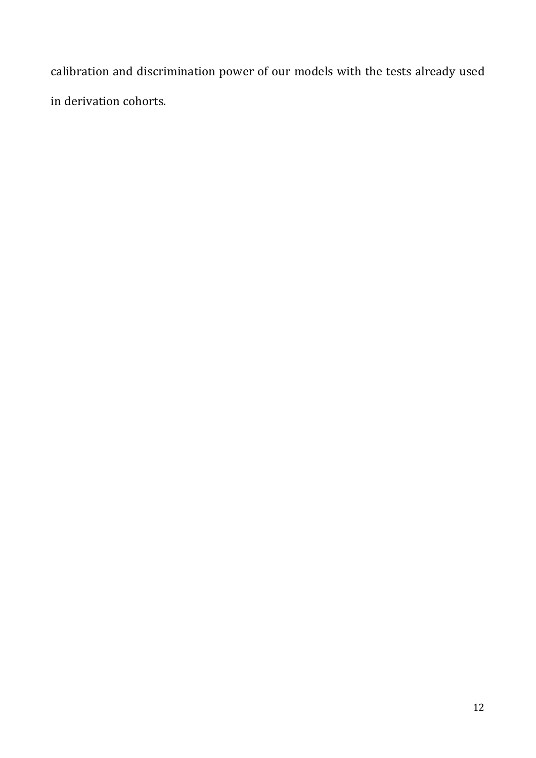calibration and discrimination power of our models with the tests already used in derivation cohorts.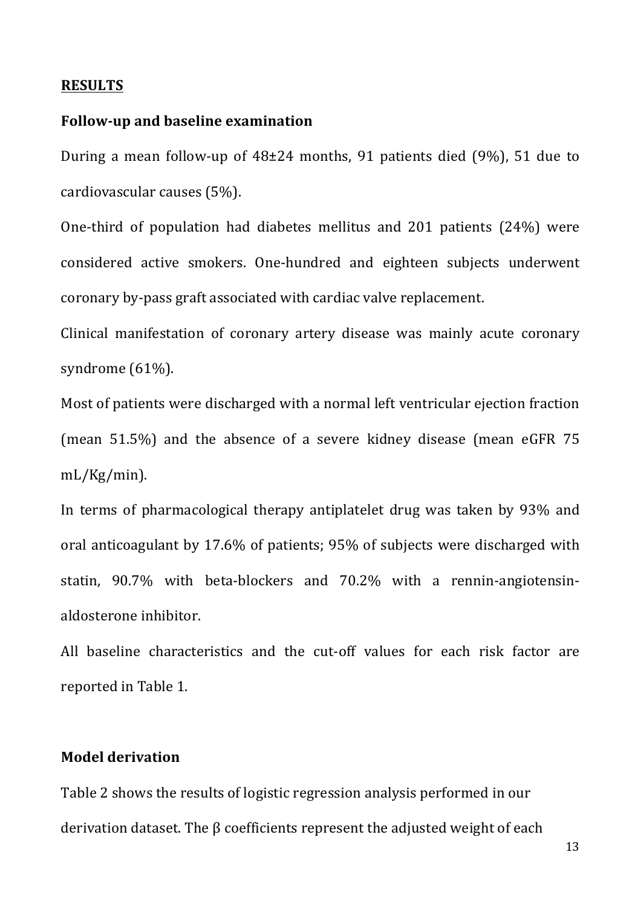## **RESULTS**

### Follow-up and baseline examination

During a mean follow-up of 48±24 months, 91 patients died (9%), 51 due to cardiovascular causes (5%).

One-third of population had diabetes mellitus and 201 patients (24%) were considered active smokers. One-hundred and eighteen subjects underwent coronary by-pass graft associated with cardiac valve replacement.

Clinical manifestation of coronary artery disease was mainly acute coronary syndrome (61%).

Most of patients were discharged with a normal left ventricular ejection fraction (mean 51.5%) and the absence of a severe kidney disease (mean eGFR 75 mL/Kg/min).

In terms of pharmacological therapy antiplatelet drug was taken by 93% and oral anticoagulant by 17.6% of patients; 95% of subjects were discharged with statin, 90.7% with beta-blockers and 70.2% with a rennin-angiotensin-aldosterone inhibitor.

All baseline characteristics and the cut-off values for each risk factor are reported in Table 1.

### Model derivation

Table 2 shows the results of logistic regression analysis performed in our derivation dataset. The β coefficients represent the adjusted weight of each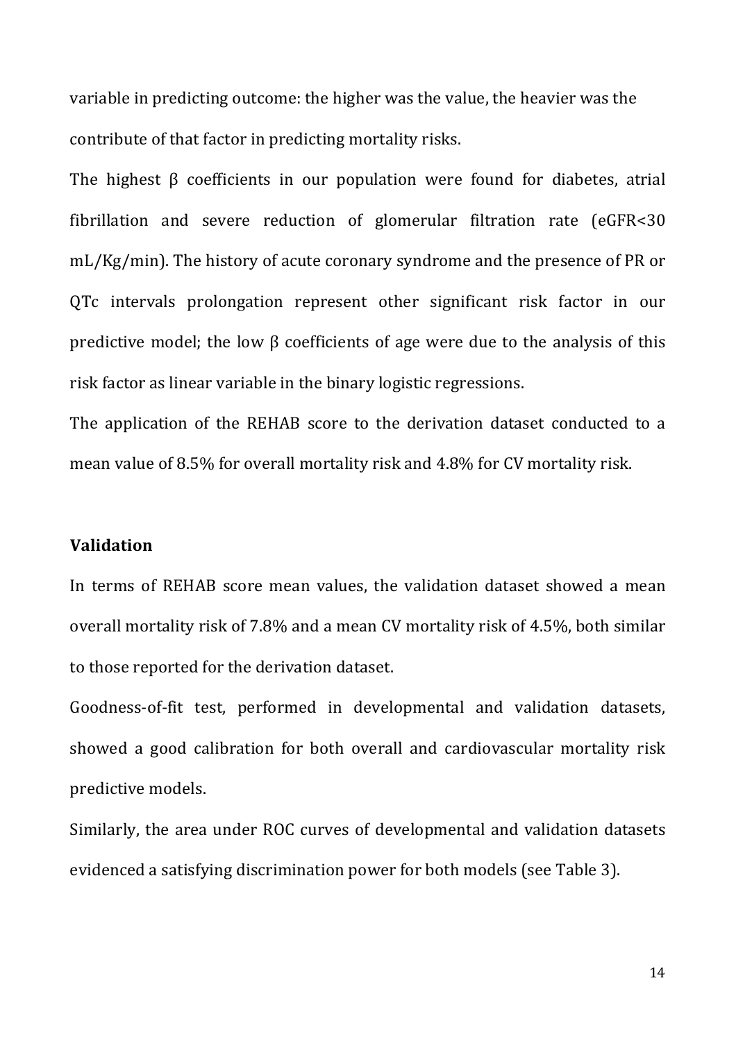variable in predicting outcome: the higher was the value, the heavier was the contribute of that factor in predicting mortality risks.

The highest β coefficients in our population were found for diabetes, atrial fibrillation and severe reduction of glomerular filtration rate (eGFR<30 mL/Kg/min). The history of acute coronary syndrome and the presence of PR or QTc intervals prolongation represent other significant risk factor in our predictive model; the low β coefficients of age were due to the analysis of this risk factor as linear variable in the binary logistic regressions.

The application of the REHAB score to the derivation dataset conducted to a mean value of 8.5% for overall mortality risk and 4.8% for CV mortality risk.

**Validation**

In terms of REHAB score mean values, the validation dataset showed a mean overall mortality risk of 7.8% and a mean CV mortality risk of 4.5%, both similar to those reported for the derivation dataset.

Goodness-of-fit test, performed in developmental and validation datasets, showed a good calibration for both overall and cardiovascular mortality risk predictive models.

Similarly, the area under ROC curves of developmental and validation datasets evidenced a satisfying discrimination power for both models (see Table 3).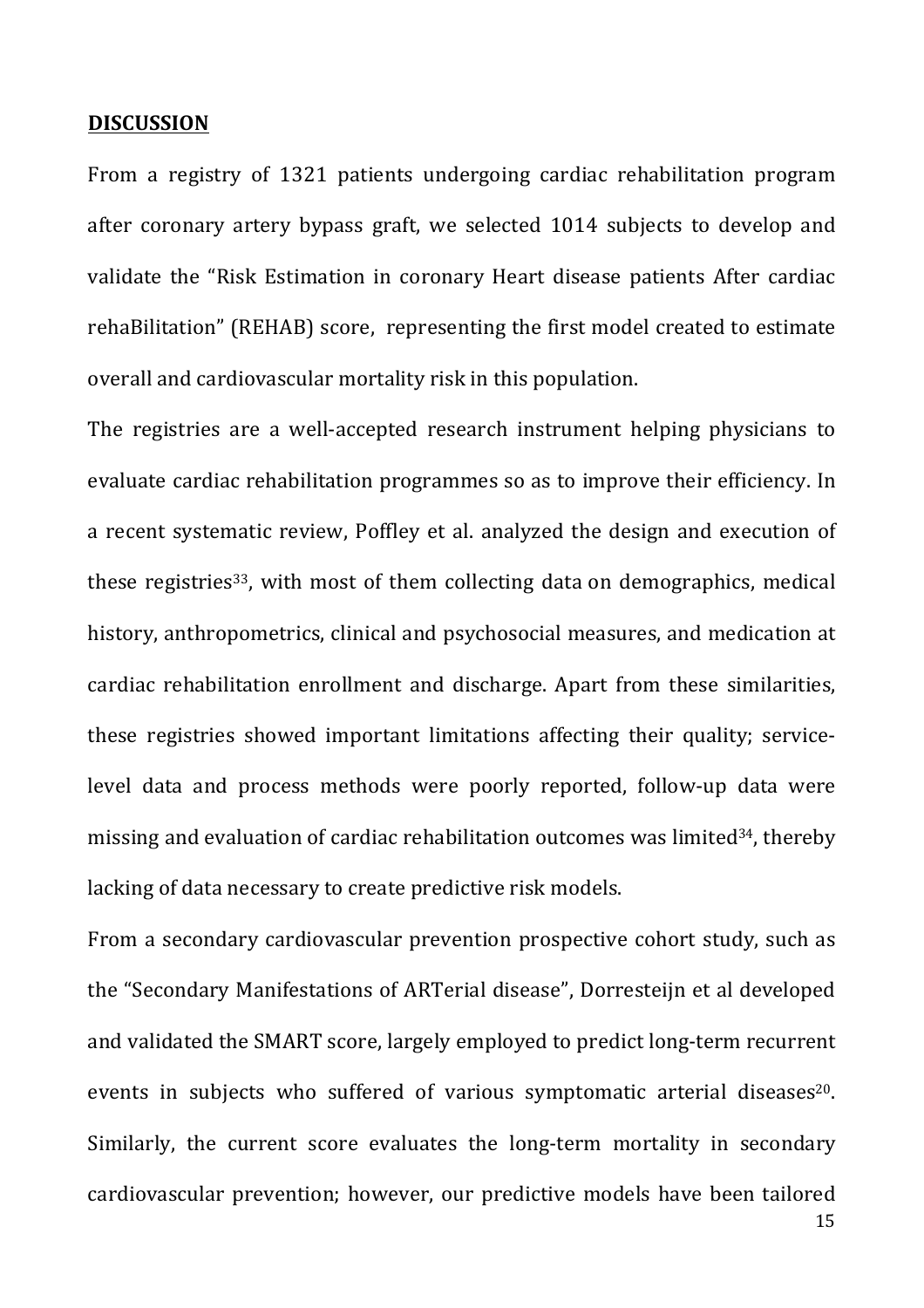## DISCUSSION

From a registry of 1321 patients undergoing cardiac rehabilitation program after coronary artery bypass graft, we selected 1014 subjects to develop and validate the "Risk Estimation in coronary Heart disease patients After cardiac rehaBilitation" (REHAB) score, representing the first model created to estimate overall and cardiovascular mortality risk in this population.

The registries are a well-accepted research instrument helping physicians to evaluate cardiac rehabilitation programmes so as to improve their efficiency. In a recent systematic review, Poffley et al. analyzed the design and execution of these registries[33], with most of them collecting data on demographics, medical history, anthropometrics, clinical and psychosocial measures, and medication at cardiac rehabilitation enrollment and discharge. Apart from these similarities, these registries showed important limitations affecting their quality; service-level data and process methods were poorly reported, follow-up data were missing and evaluation of cardiac rehabilitation outcomes was limited[34], thereby lacking of data necessary to create predictive risk models.

From a secondary cardiovascular prevention prospective cohort study, such as the "Secondary Manifestations of ARTerial disease", Dorresteijn et al developed and validated the SMART score, largely employed to predict long-term recurrent events in subjects who suffered of various symptomatic arterial diseases[20]. Similarly, the current score evaluates the long-term mortality in secondary cardiovascular prevention; however, our predictive models have been tailored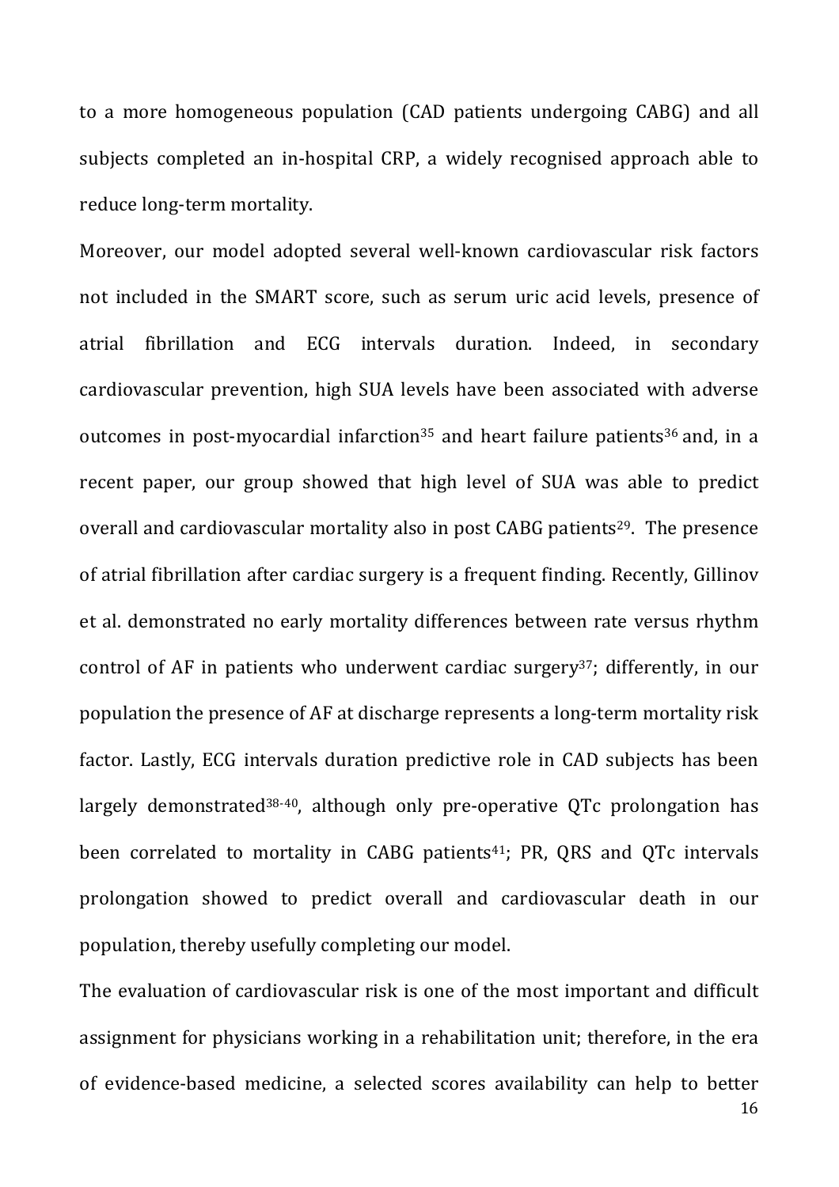to a more homogeneous population (CAD patients undergoing CABG) and all subjects completed an in-hospital CRP, a widely recognised approach able to reduce long-term mortality.

Moreover, our model adopted several well-known cardiovascular risk factors not included in the SMART score, such as serum uric acid levels, presence of atrial fibrillation and ECG intervals duration. Indeed, in secondary cardiovascular prevention, high SUA levels have been associated with adverse outcomes in post-myocardial infarction[35] and heart failure patients[36] and, in a recent paper, our group showed that high level of SUA was able to predict overall and cardiovascular mortality also in post CABG patients[29]. The presence of atrial fibrillation after cardiac surgery is a frequent finding. Recently, Gillinov et al. demonstrated no early mortality differences between rate versus rhythm control of AF in patients who underwent cardiac surgery[37]; differently, in our population the presence of AF at discharge represents a long-term mortality risk factor. Lastly, ECG intervals duration predictive role in CAD subjects has been largely demonstrated[38-40], although only pre-operative QTc prolongation has been correlated to mortality in CABG patients[41]; PR, QRS and QTc intervals prolongation showed to predict overall and cardiovascular death in our population, thereby usefully completing our model.

The evaluation of cardiovascular risk is one of the most important and difficult assignment for physicians working in a rehabilitation unit; therefore, in the era of evidence-based medicine, a selected scores availability can help to better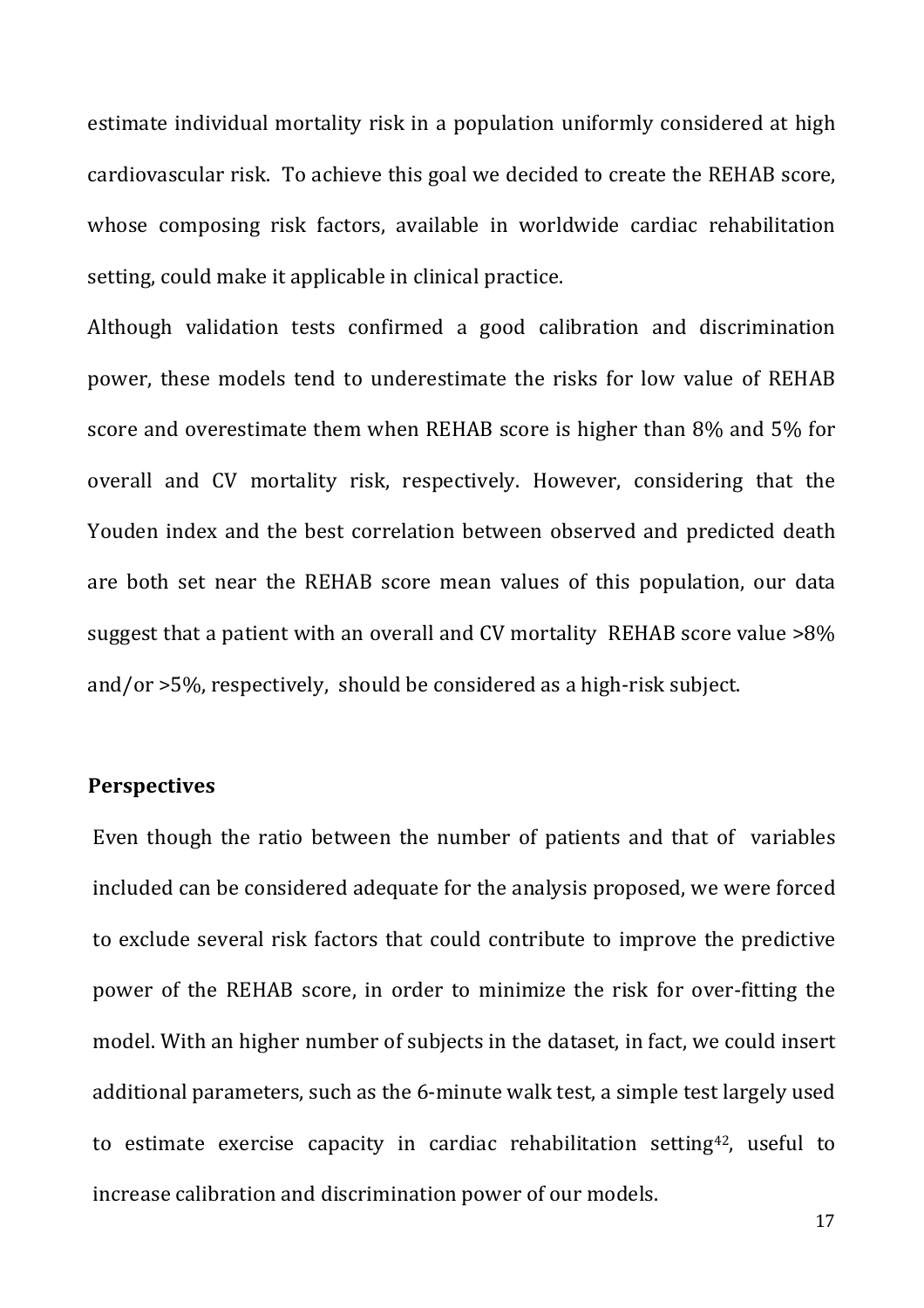estimate individual mortality risk in a population uniformly considered at high cardiovascular risk. To achieve this goal we decided to create the REHAB score, whose composing risk factors, available in worldwide cardiac rehabilitation setting, could make it applicable in clinical practice.

Although validation tests confirmed a good calibration and discrimination power, these models tend to underestimate the risks for low value of REHAB score and overestimate them when REHAB score is higher than 8% and 5% for overall and CV mortality risk, respectively. However, considering that the Youden index and the best correlation between observed and predicted death are both set near the REHAB score mean values of this population, our data suggest that a patient with an overall and CV mortality REHAB score value >8% and/or >5%, respectively, should be considered as a high-risk subject.

**Perspectives**

Even though the ratio between the number of patients and that of variables included can be considered adequate for the analysis proposed, we were forced to exclude several risk factors that could contribute to improve the predictive power of the REHAB score, in order to minimize the risk for over-fitting the model. With an higher number of subjects in the dataset, in fact, we could insert additional parameters, such as the 6-minute walk test, a simple test largely used to estimate exercise capacity in cardiac rehabilitation setting[42], useful to increase calibration and discrimination power of our models.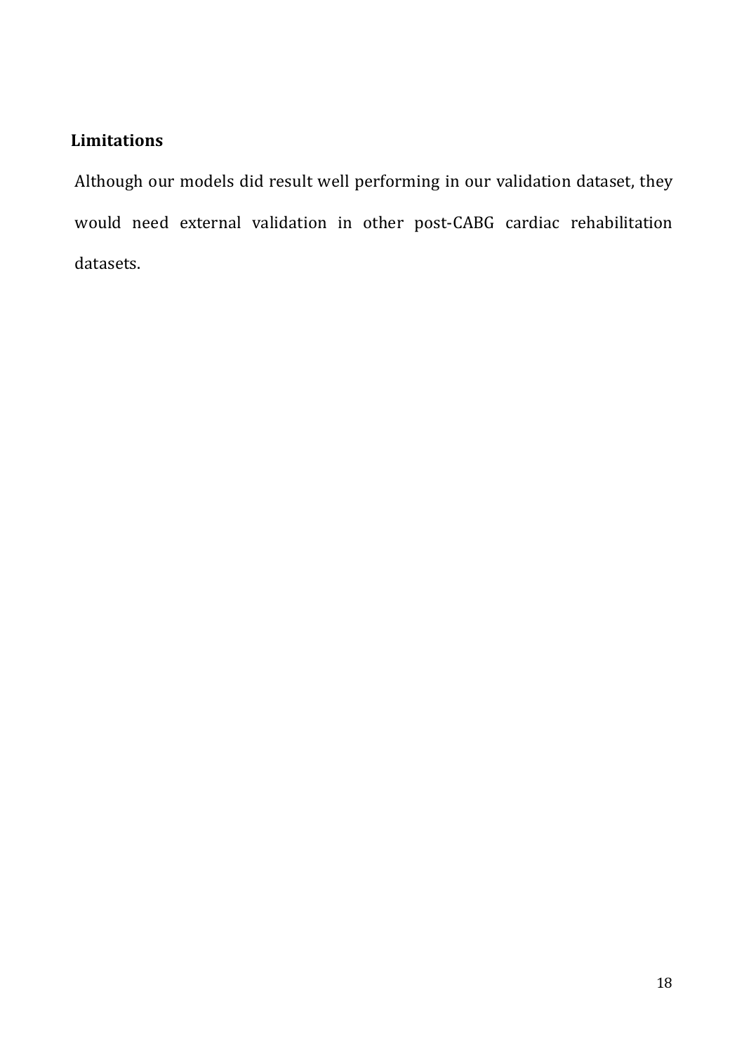## Limitations

Although our models did result well performing in our validation dataset, they would need external validation in other post-CABG cardiac rehabilitation datasets.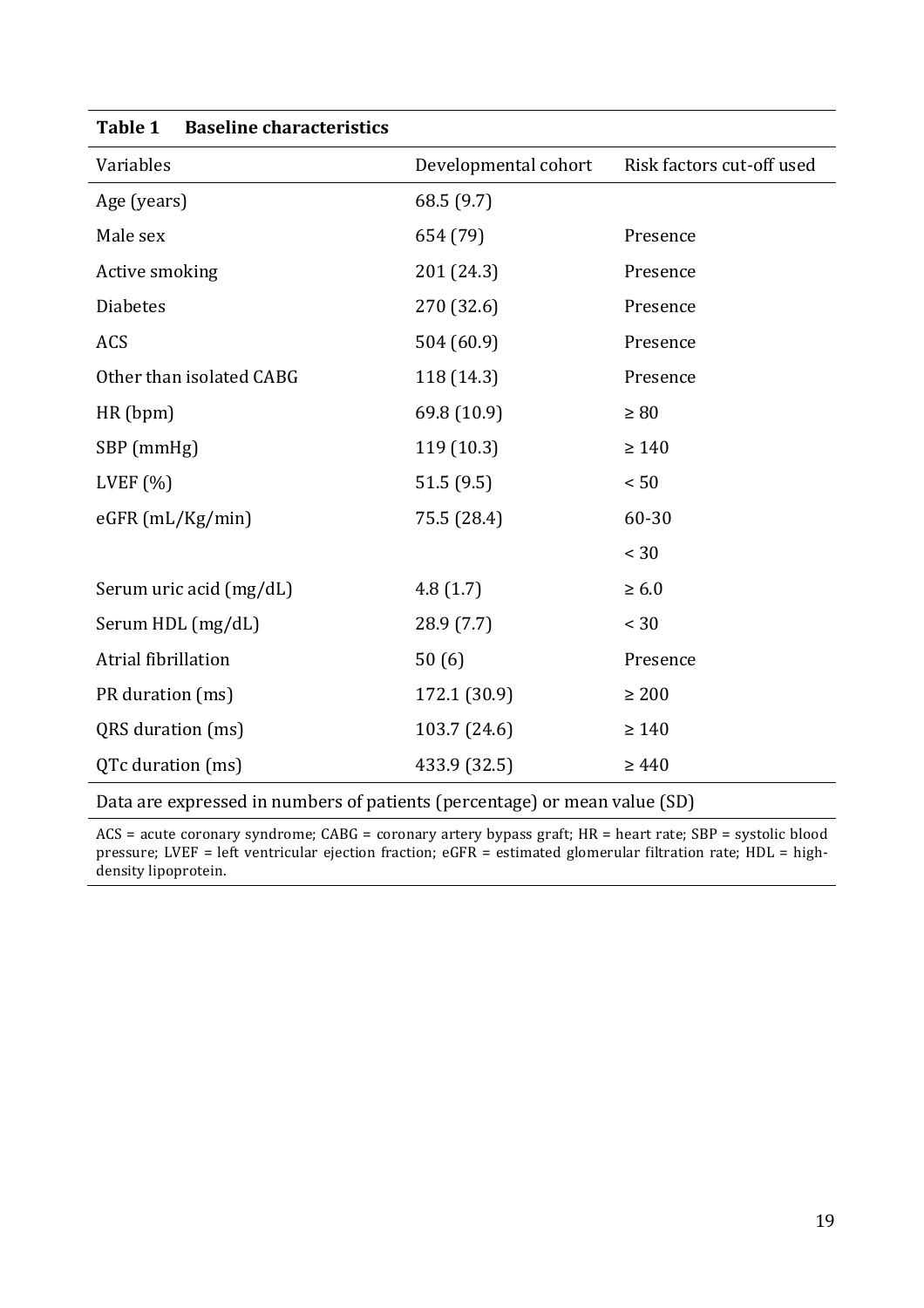**Table 1 Baseline characteristics**

| Variables | Developmental cohort | Risk factors cut-off used |
|---|---|---|
| Age (years) | 68.5 (9.7) | |
| Male sex | 654 (79) | Presence |
| Active smoking | 201 (24.3) | Presence |
| Diabetes | 270 (32.6) | Presence |
| ACS | 504 (60.9) | Presence |
| Other than isolated CABG | 118 (14.3) | Presence |
| HR (bpm) | 69.8 (10.9) | ≥ 80 |
| SBP (mmHg) | 119 (10.3) | ≥ 140 |
| LVEF (%) | 51.5 (9.5) | < 50 |
| eGFR (mL/Kg/min) | 75.5 (28.4) | 60-30 |
| | | < 30 |
| Serum uric acid (mg/dL) | 4.8 (1.7) | ≥ 6.0 |
| Serum HDL (mg/dL) | 28.9 (7.7) | < 30 |
| Atrial fibrillation | 50 (6) | Presence |
| PR duration (ms) | 172.1 (30.9) | ≥ 200 |
| QRS duration (ms) | 103.7 (24.6) | ≥ 140 |
| QTc duration (ms) | 433.9 (32.5) | ≥ 440 |

Data are expressed in numbers of patients (percentage) or mean value (SD)

ACS = acute coronary syndrome; CABG = coronary artery bypass graft; HR = heart rate; SBP = systolic blood pressure; LVEF = left ventricular ejection fraction; eGFR = estimated glomerular filtration rate; HDL = high-density lipoprotein.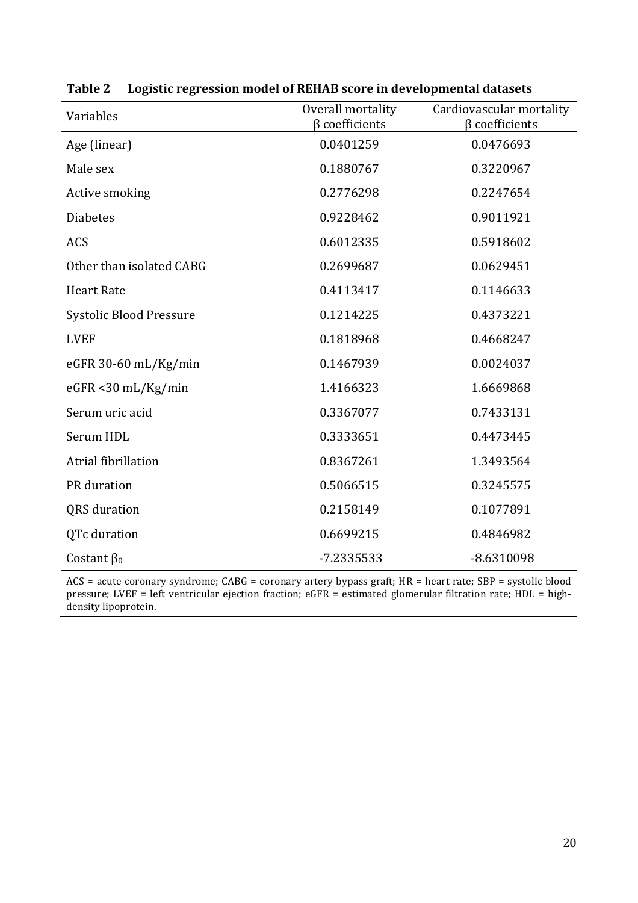**Table 2 Logistic regression model of REHAB score in developmental datasets**

| Variables | Overall mortality β coefficients | Cardiovascular mortality β coefficients |
|---|---|---|
| Age (linear) | 0.0401259 | 0.0476693 |
| Male sex | 0.1880767 | 0.3220967 |
| Active smoking | 0.2776298 | 0.2247654 |
| Diabetes | 0.9228462 | 0.9011921 |
| ACS | 0.6012335 | 0.5918602 |
| Other than isolated CABG | 0.2699687 | 0.0629451 |
| Heart Rate | 0.4113417 | 0.1146633 |
| Systolic Blood Pressure | 0.1214225 | 0.4373221 |
| LVEF | 0.1818968 | 0.4668247 |
| eGFR 30-60 mL/Kg/min | 0.1467939 | 0.0024037 |
| eGFR <30 mL/Kg/min | 1.4166323 | 1.6669868 |
| Serum uric acid | 0.3367077 | 0.7433131 |
| Serum HDL | 0.3333651 | 0.4473445 |
| Atrial fibrillation | 0.8367261 | 1.3493564 |
| PR duration | 0.5066515 | 0.3245575 |
| QRS duration | 0.2158149 | 0.1077891 |
| QTc duration | 0.6699215 | 0.4846982 |
| Costant $\beta_0$ | -7.2335533 | -8.6310098 |

ACS = acute coronary syndrome; CABG = coronary artery bypass graft; HR = heart rate; SBP = systolic blood pressure; LVEF = left ventricular ejection fraction; eGFR = estimated glomerular filtration rate; HDL = high-density lipoprotein.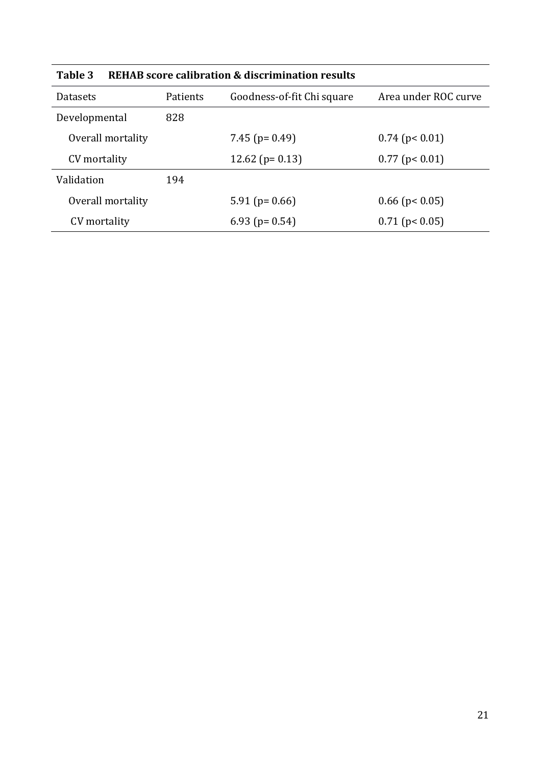**Table 3 REHAB score calibration & discrimination results**

| Datasets | Patients | Goodness-of-fit Chi square | Area under ROC curve |
|---|---|---|---|
| Developmental | 828 | | |
| Overall mortality | | 7.45 ($p = 0.49$) | 0.74 ($p < 0.01$) |
| CV mortality | | 12.62 ($p = 0.13$) | 0.77 ($p < 0.01$) |
| Validation | 194 | | |
| Overall mortality | | 5.91 ($p = 0.66$) | 0.66 ($p < 0.05$) |
| CV mortality | | 6.93 ($p = 0.54$) | 0.71 ($p < 0.05$) |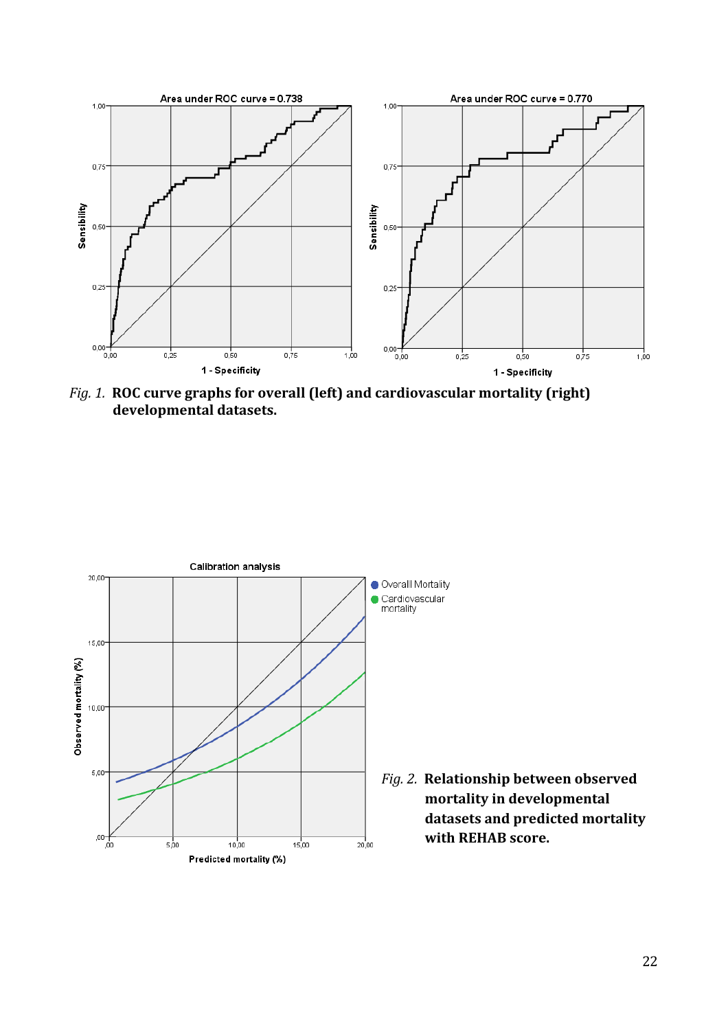*Fig. 1.* **ROC curve graphs for overall (left) and cardiovascular mortality (right) developmental datasets.**

*Fig. 2.* **Relationship between observed mortality in developmental datasets and predicted mortality with REHAB score.**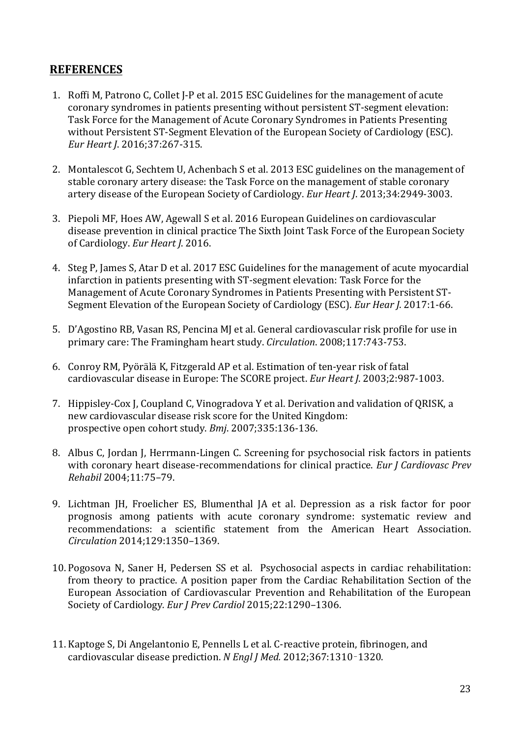## REFERENCES

1. Roffi M, Patrono C, Collet J-P et al. 2015 ESC Guidelines for the management of acute coronary syndromes in patients presenting without persistent ST-segment elevation: Task Force for the Management of Acute Coronary Syndromes in Patients Presenting without Persistent ST-Segment Elevation of the European Society of Cardiology (ESC). *Eur Heart J*. 2016;37:267-315.

2. Montalescot G, Sechtem U, Achenbach S et al. 2013 ESC guidelines on the management of stable coronary artery disease: the Task Force on the management of stable coronary artery disease of the European Society of Cardiology. *Eur Heart J*. 2013;34:2949-3003.

3. Piepoli MF, Hoes AW, Agewall S et al. 2016 European Guidelines on cardiovascular disease prevention in clinical practice The Sixth Joint Task Force of the European Society of Cardiology. *Eur Heart J*. 2016.

4. Steg P, James S, Atar D et al. 2017 ESC Guidelines for the management of acute myocardial infarction in patients presenting with ST-segment elevation: Task Force for the Management of Acute Coronary Syndromes in Patients Presenting with Persistent ST-Segment Elevation of the European Society of Cardiology (ESC). *Eur Hear J*. 2017:1-66.

5. D'Agostino RB, Vasan RS, Pencina MJ et al. General cardiovascular risk profile for use in primary care: The Framingham heart study. *Circulation*. 2008;117:743-753.

6. Conroy RM, Pyörälä K, Fitzgerald AP et al. Estimation of ten-year risk of fatal cardiovascular disease in Europe: The SCORE project. *Eur Heart J*. 2003;2:987-1003.

7. Hippisley-Cox J, Coupland C, Vinogradova Y et al. Derivation and validation of QRISK, a new cardiovascular disease risk score for the United Kingdom: prospective open cohort study. *Bmj*. 2007;335:136-136.

8. Albus C, Jordan J, Herrmann-Lingen C. Screening for psychosocial risk factors in patients with coronary heart disease-recommendations for clinical practice. *Eur J Cardiovasc Prev Rehabil* 2004;11:75–79.

9. Lichtman JH, Froelicher ES, Blumenthal JA et al. Depression as a risk factor for poor prognosis among patients with acute coronary syndrome: systematic review and recommendations: a scientific statement from the American Heart Association. *Circulation* 2014;129:1350–1369.

10. Pogosova N, Saner H, Pedersen SS et al. Psychosocial aspects in cardiac rehabilitation: from theory to practice. A position paper from the Cardiac Rehabilitation Section of the European Association of Cardiovascular Prevention and Rehabilitation of the European Society of Cardiology. *Eur J Prev Cardiol* 2015;22:1290–1306.

11. Kaptoge S, Di Angelantonio E, Pennells L et al. C-reactive protein, fibrinogen, and cardiovascular disease prediction. *N Engl J Med.* 2012;367:1310-1320.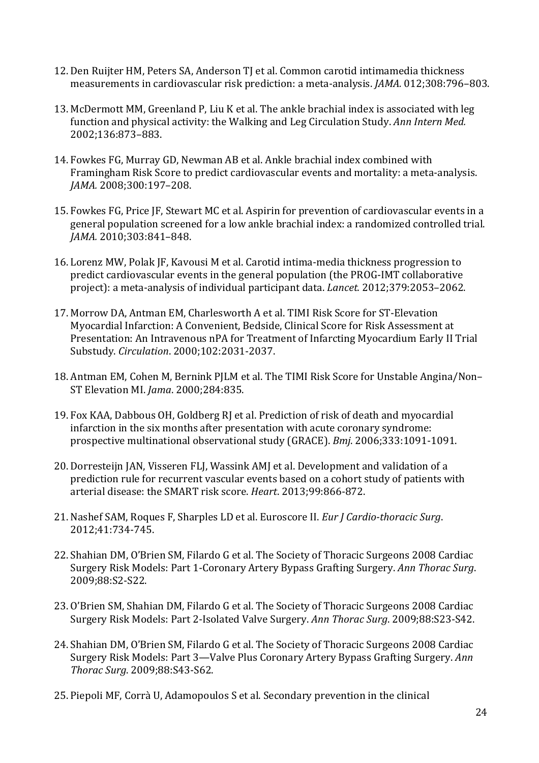12. Den Ruijter HM, Peters SA, Anderson TJ et al. Common carotid intimamedia thickness measurements in cardiovascular risk prediction: a meta-analysis. *JAMA.* 012;308:796–803.

13. McDermott MM, Greenland P, Liu K et al. The ankle brachial index is associated with leg function and physical activity: the Walking and Leg Circulation Study. *Ann Intern Med.* 2002;136:873–883.

14. Fowkes FG, Murray GD, Newman AB et al. Ankle brachial index combined with Framingham Risk Score to predict cardiovascular events and mortality: a meta-analysis. *JAMA.* 2008;300:197–208.

15. Fowkes FG, Price JF, Stewart MC et al. Aspirin for prevention of cardiovascular events in a general population screened for a low ankle brachial index: a randomized controlled trial. *JAMA.* 2010;303:841–848.

16. Lorenz MW, Polak JF, Kavousi M et al. Carotid intima-media thickness progression to predict cardiovascular events in the general population (the PROG-IMT collaborative project): a meta-analysis of individual participant data. *Lancet.* 2012;379:2053–2062.

17. Morrow DA, Antman EM, Charlesworth A et al. TIMI Risk Score for ST-Elevation Myocardial Infarction: A Convenient, Bedside, Clinical Score for Risk Assessment at Presentation: An Intravenous nPA for Treatment of Infarcting Myocardium Early II Trial Substudy. *Circulation*. 2000;102:2031-2037.

18. Antman EM, Cohen M, Bernink PJLM et al. The TIMI Risk Score for Unstable Angina/Non–ST Elevation MI. *Jama*. 2000;284:835.

19. Fox KAA, Dabbous OH, Goldberg RJ et al. Prediction of risk of death and myocardial infarction in the six months after presentation with acute coronary syndrome: prospective multinational observational study (GRACE). *Bmj*. 2006;333:1091-1091.

20. Dorresteijn JAN, Visseren FLJ, Wassink AMJ et al. Development and validation of a prediction rule for recurrent vascular events based on a cohort study of patients with arterial disease: the SMART risk score. *Heart*. 2013;99:866-872.

21. Nashef SAM, Roques F, Sharples LD et al. Euroscore II. *Eur J Cardio-thoracic Surg*. 2012;41:734-745.

22. Shahian DM, O'Brien SM, Filardo G et al. The Society of Thoracic Surgeons 2008 Cardiac Surgery Risk Models: Part 1-Coronary Artery Bypass Grafting Surgery. *Ann Thorac Surg*. 2009;88:S2-S22.

23. O'Brien SM, Shahian DM, Filardo G et al. The Society of Thoracic Surgeons 2008 Cardiac Surgery Risk Models: Part 2-Isolated Valve Surgery. *Ann Thorac Surg*. 2009;88:S23-S42.

24. Shahian DM, O'Brien SM, Filardo G et al. The Society of Thoracic Surgeons 2008 Cardiac Surgery Risk Models: Part 3—Valve Plus Coronary Artery Bypass Grafting Surgery. *Ann Thorac Surg*. 2009;88:S43-S62.

25. Piepoli MF, Corrà U, Adamopoulos S et al. Secondary prevention in the clinical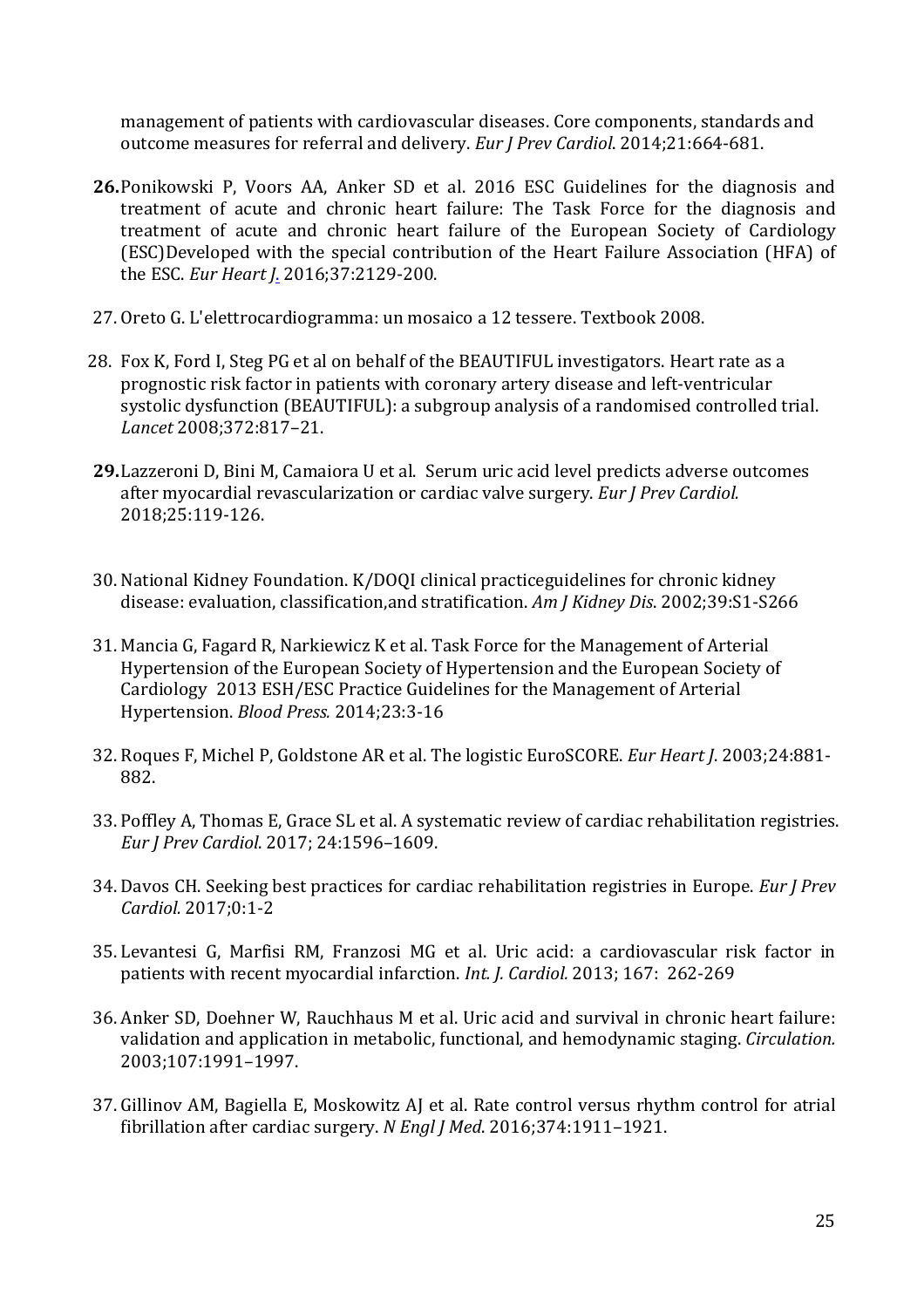management of patients with cardiovascular diseases. Core components, standards and outcome measures for referral and delivery. *Eur J Prev Cardiol*. 2014;21:664-681.

**26.** Ponikowski P, Voors AA, Anker SD et al. 2016 ESC Guidelines for the diagnosis and treatment of acute and chronic heart failure: The Task Force for the diagnosis and treatment of acute and chronic heart failure of the European Society of Cardiology (ESC)Developed with the special contribution of the Heart Failure Association (HFA) of the ESC. *Eur Heart J*. 2016;37:2129-200.

27. Oreto G. L'elettrocardiogramma: un mosaico a 12 tessere. Textbook 2008.

28. Fox K, Ford I, Steg PG et al on behalf of the BEAUTIFUL investigators. Heart rate as a prognostic risk factor in patients with coronary artery disease and left-ventricular systolic dysfunction (BEAUTIFUL): a subgroup analysis of a randomised controlled trial. *Lancet* 2008;372:817–21.

**29.** Lazzeroni D, Bini M, Camaiora U et al. Serum uric acid level predicts adverse outcomes after myocardial revascularization or cardiac valve surgery. *Eur J Prev Cardiol.* 2018;25:119-126.

30. National Kidney Foundation. K/DOQI clinical practiceguidelines for chronic kidney disease: evaluation, classification,and stratification. *Am J Kidney Dis*. 2002;39:S1-S266

31. Mancia G, Fagard R, Narkiewicz K et al. Task Force for the Management of Arterial Hypertension of the European Society of Hypertension and the European Society of Cardiology 2013 ESH/ESC Practice Guidelines for the Management of Arterial Hypertension. *Blood Press.* 2014;23:3-16

32. Roques F, Michel P, Goldstone AR et al. The logistic EuroSCORE. *Eur Heart J*. 2003;24:881-882.

33. Poffley A, Thomas E, Grace SL et al. A systematic review of cardiac rehabilitation registries. *Eur J Prev Cardiol*. 2017; 24:1596–1609.

34. Davos CH. Seeking best practices for cardiac rehabilitation registries in Europe. *Eur J Prev Cardiol.* 2017;0:1-2

35. Levantesi G, Marfisi RM, Franzosi MG et al. Uric acid: a cardiovascular risk factor in patients with recent myocardial infarction. *Int. J. Cardiol.* 2013; 167: 262-269

36. Anker SD, Doehner W, Rauchhaus M et al. Uric acid and survival in chronic heart failure: validation and application in metabolic, functional, and hemodynamic staging. *Circulation.* 2003;107:1991–1997.

37. Gillinov AM, Bagiella E, Moskowitz AJ et al. Rate control versus rhythm control for atrial fibrillation after cardiac surgery. *N Engl J Med*. 2016;374:1911–1921.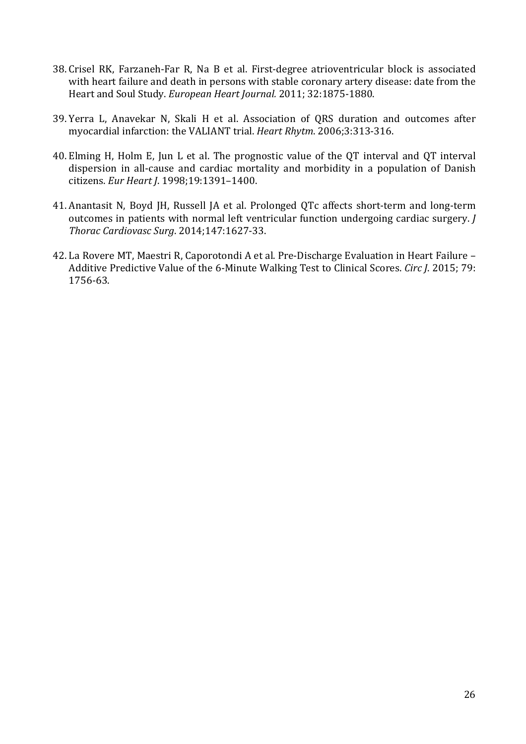38. Crisel RK, Farzaneh-Far R, Na B et al. First-degree atrioventricular block is associated with heart failure and death in persons with stable coronary artery disease: date from the Heart and Soul Study. *European Heart Journal.* 2011; 32:1875-1880.

39. Yerra L, Anavekar N, Skali H et al. Association of QRS duration and outcomes after myocardial infarction: the VALIANT trial. *Heart Rhytm*. 2006;3:313-316.

40. Elming H, Holm E, Jun L et al. The prognostic value of the QT interval and QT interval dispersion in all-cause and cardiac mortality and morbidity in a population of Danish citizens. *Eur Heart J*. 1998;19:1391–1400.

41. Anantasit N, Boyd JH, Russell JA et al. Prolonged QTc affects short-term and long-term outcomes in patients with normal left ventricular function undergoing cardiac surgery. *J Thorac Cardiovasc Surg*. 2014;147:1627-33.

42. La Rovere MT, Maestri R, Caporotondi A et al. Pre-Discharge Evaluation in Heart Failure – Additive Predictive Value of the 6-Minute Walking Test to Clinical Scores. *Circ J*. 2015; 79: 1756-63.